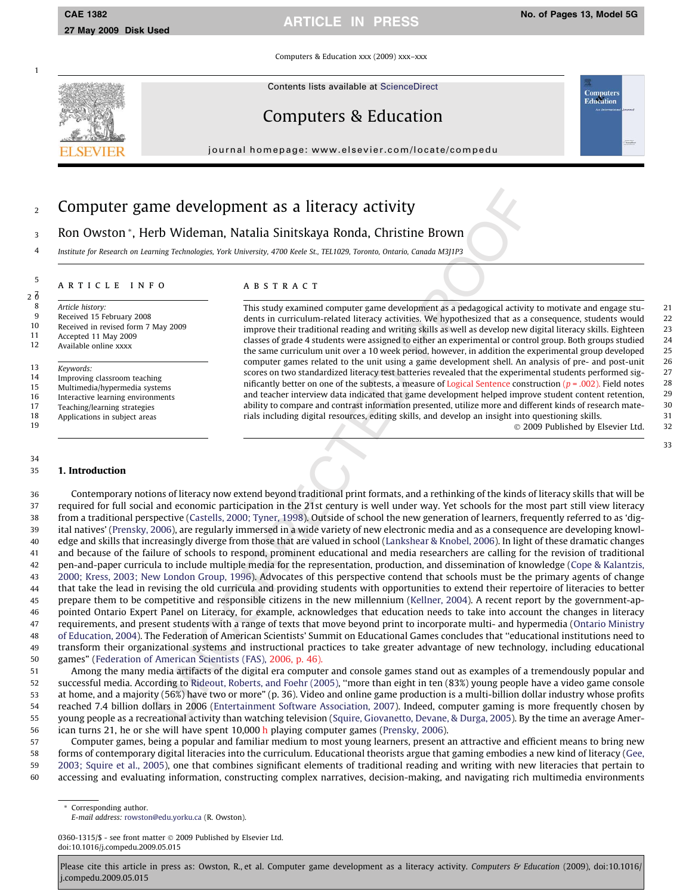# Computer game development as a literacy activity

Ron Owston *, Herb Wideman, Natalia Sinitskaya Ronda, Christine Brown

*Institute for Research on Learning Technologies, York University, 4700 Keele St., TEL1029, Toronto, Ontario, Canada M3J1P3*

## ARTICLE INFO

*Article history:*
Received 15 February 2008
Received in revised form 7 May 2009
Accepted 11 May 2009
Available online xxxx

*Keywords:*
Improving classroom teaching
Multimedia/hypermedia systems
Interactive learning environments
Teaching/learning strategies
Applications in subject areas

## ABSTRACT

This study examined computer game development as a pedagogical activity to motivate and engage students in curriculum-related literacy activities. We hypothesized that as a consequence, students would improve their traditional reading and writing skills as well as develop new digital literacy skills. Eighteen classes of grade 4 students were assigned to either an experimental or control group. Both groups studied the same curriculum unit over a 10 week period, however, in addition the experimental group developed computer games related to the unit using a game development shell. An analysis of pre- and post-unit scores on two standardized literacy test batteries revealed that the experimental students performed significantly better on one of the subtests, a measure of Logical Sentence construction ($p = .002$). Field notes and teacher interview data indicated that game development helped improve student content retention, ability to compare and contrast information presented, utilize more and different kinds of research materials including digital resources, editing skills, and develop an insight into questioning skills.

© 2009 Published by Elsevier Ltd.

## 1. Introduction

Contemporary notions of literacy now extend beyond traditional print formats, and a rethinking of the kinds of literacy skills that will be required for full social and economic participation in the 21st century is well under way. Yet schools for the most part still view literacy from a traditional perspective (Castells, 2000; Tyner, 1998). Outside of school the new generation of learners, frequently referred to as 'digital natives' (Prensky, 2006), are regularly immersed in a wide variety of new electronic media and as a consequence are developing knowledge and skills that increasingly diverge from those that are valued in school (Lankshear & Knobel, 2006). In light of these dramatic changes and because of the failure of schools to respond, prominent educational and media researchers are calling for the revision of traditional pen-and-paper curricula to include multiple media for the representation, production, and dissemination of knowledge (Cope & Kalantzis, 2000; Kress, 2003; New London Group, 1996). Advocates of this perspective contend that schools must be the primary agents of change that take the lead in revising the old curricula and providing students with opportunities to extend their repertoire of literacies to better prepare them to be competitive and responsible citizens in the new millennium (Kellner, 2004). A recent report by the government-appointed Ontario Expert Panel on Literacy, for example, acknowledges that education needs to take into account the changes in literacy requirements, and present students with a range of texts that move beyond print to incorporate multi- and hypermedia (Ontario Ministry of Education, 2004). The Federation of American Scientists' Summit on Educational Games concludes that "educational institutions need to transform their organizational systems and instructional practices to take greater advantage of new technology, including educational games" (Federation of American Scientists (FAS), 2006, p. 46).

Among the many media artifacts of the digital era computer and console games stand out as examples of a tremendously popular and successful media. According to Rideout, Roberts, and Foehr (2005), "more than eight in ten (83%) young people have a video game console at home, and a majority (56%) have two or more" (p. 36). Video and online game production is a multi-billion dollar industry whose profits reached 7.4 billion dollars in 2006 (Entertainment Software Association, 2007). Indeed, computer gaming is more frequently chosen by young people as a recreational activity than watching television (Squire, Giovanetto, Devane, & Durga, 2005). By the time an average American turns 21, he or she will have spent 10,000 h playing computer games (Prensky, 2006).

Computer games, being a popular and familiar medium to most young learners, present an attractive and efficient means to bring new forms of contemporary digital literacies into the curriculum. Educational theorists argue that gaming embodies a new kind of literacy (Gee, 2003; Squire et al., 2005), one that combines significant elements of traditional reading and writing with new literacies that pertain to accessing and evaluating information, constructing complex narratives, decision-making, and navigating rich multimedia environments

---

* Corresponding author.
*E-mail address:* rowston@edu.yorku.ca (R. Owston).

0360-1315/$ - see front matter © 2009 Published by Elsevier Ltd.
doi:10.1016/j.compedu.2009.05.015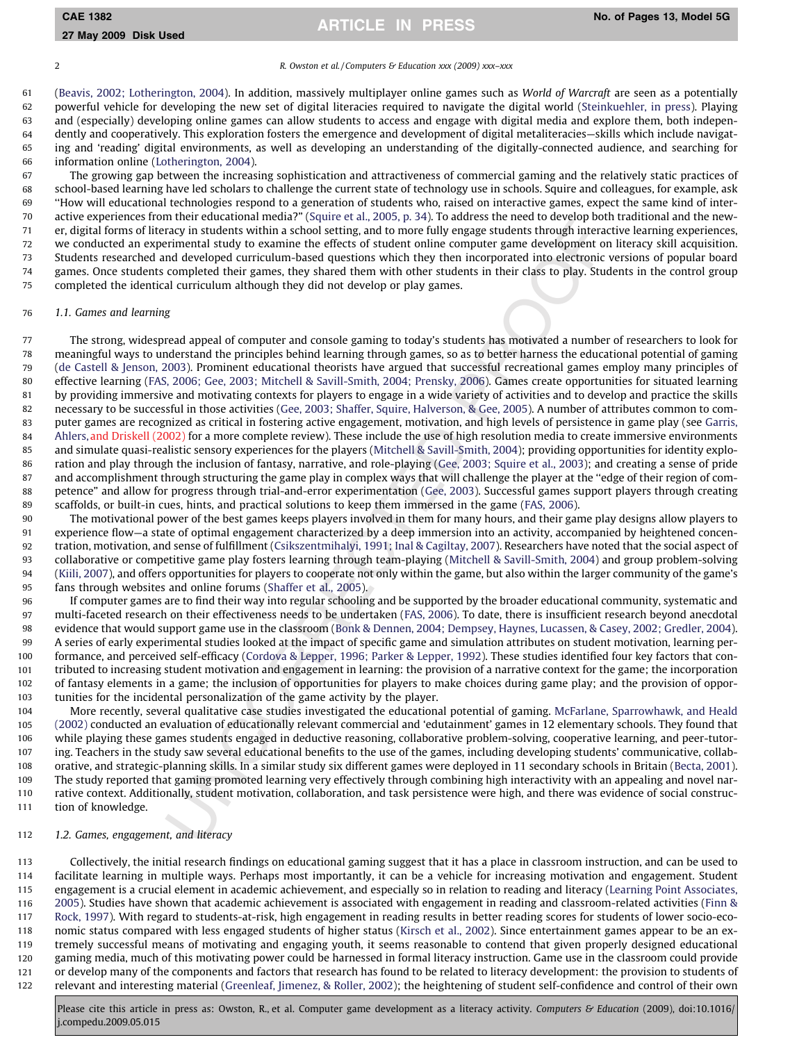(Beavis, 2002; Lotherington, 2004). In addition, massively multiplayer online games such as *World of Warcraft* are seen as a potentially powerful vehicle for developing the new set of digital literacies required to navigate the digital world (Steinkuehler, in press). Playing and (especially) developing online games can allow students to access and engage with digital media and explore them, both independently and cooperatively. This exploration fosters the emergence and development of digital metaliteracies—skills which include navigating and 'reading' digital environments, as well as developing an understanding of the digitally-connected audience, and searching for information online (Lotherington, 2004).

The growing gap between the increasing sophistication and attractiveness of commercial gaming and the relatively static practices of school-based learning have led scholars to challenge the current state of technology use in schools. Squire and colleagues, for example, ask "How will educational technologies respond to a generation of students who, raised on interactive games, expect the same kind of interactive experiences from their educational media?" (Squire et al., 2005, p. 34). To address the need to develop both traditional and the newer, digital forms of literacy in students within a school setting, and to more fully engage students through interactive learning experiences, we conducted an experimental study to examine the effects of student online computer game development on literacy skill acquisition. Students researched and developed curriculum-based questions which they then incorporated into electronic versions of popular board games. Once students completed their games, they shared them with other students in their class to play. Students in the control group completed the identical curriculum although they did not develop or play games.

### 1.1. Games and learning

The strong, widespread appeal of computer and console gaming to today's students has motivated a number of researchers to look for meaningful ways to understand the principles behind learning through games, so as to better harness the educational potential of gaming (de Castell & Jenson, 2003). Prominent educational theorists have argued that successful recreational games employ many principles of effective learning (FAS, 2006; Gee, 2003; Mitchell & Savill-Smith, 2004; Prensky, 2006). Games create opportunities for situated learning by providing immersive and motivating contexts for players to engage in a wide variety of activities and to develop and practice the skills necessary to be successful in those activities (Gee, 2003; Shaffer, Squire, Halverson, & Gee, 2005). A number of attributes common to computer games are recognized as critical in fostering active engagement, motivation, and high levels of persistence in game play (see Garris, Ahlers, and Driskell (2002) for a more complete review). These include the use of high resolution media to create immersive environments and simulate quasi-realistic sensory experiences for the players (Mitchell & Savill-Smith, 2004); providing opportunities for identity exploration and play through the inclusion of fantasy, narrative, and role-playing (Gee, 2003; Squire et al., 2003); and creating a sense of pride and accomplishment through structuring the game play in complex ways that will challenge the player at the "edge of their region of competence" and allow for progress through trial-and-error experimentation (Gee, 2003). Successful games support players through creating scaffolds, or built-in cues, hints, and practical solutions to keep them immersed in the game (FAS, 2006).

The motivational power of the best games keeps players involved in them for many hours, and their game play designs allow players to experience flow—a state of optimal engagement characterized by a deep immersion into an activity, accompanied by heightened concentration, motivation, and sense of fulfillment (Csikszentmihalyi, 1991; Inal & Cagiltay, 2007). Researchers have noted that the social aspect of collaborative or competitive game play fosters learning through team-playing (Mitchell & Savill-Smith, 2004) and group problem-solving (Kiili, 2007), and offers opportunities for players to cooperate not only within the game, but also within the larger community of the game's fans through websites and online forums (Shaffer et al., 2005).

If computer games are to find their way into regular schooling and be supported by the broader educational community, systematic and multi-faceted research on their effectiveness needs to be undertaken (FAS, 2006). To date, there is insufficient research beyond anecdotal evidence that would support game use in the classroom (Bonk & Dennen, 2004; Dempsey, Haynes, Lucassen, & Casey, 2002; Gredler, 2004). A series of early experimental studies looked at the impact of specific game and simulation attributes on student motivation, learning performance, and perceived self-efficacy (Cordova & Lepper, 1996; Parker & Lepper, 1992). These studies identified four key factors that contributed to increasing student motivation and engagement in learning: the provision of a narrative context for the game; the incorporation of fantasy elements in a game; the inclusion of opportunities for players to make choices during game play; and the provision of opportunities for the incidental personalization of the game activity by the player.

More recently, several qualitative case studies investigated the educational potential of gaming. McFarlane, Sparrowhawk, and Heald (2002) conducted an evaluation of educationally relevant commercial and 'edutainment' games in 12 elementary schools. They found that while playing these games students engaged in deductive reasoning, collaborative problem-solving, cooperative learning, and peer-tutoring. Teachers in the study saw several educational benefits to the use of the games, including developing students' communicative, collaborative, and strategic-planning skills. In a similar study six different games were deployed in 11 secondary schools in Britain (Becta, 2001). The study reported that gaming promoted learning very effectively through combining high interactivity with an appealing and novel narrative context. Additionally, student motivation, collaboration, and task persistence were high, and there was evidence of social construction of knowledge.

### 1.2. Games, engagement, and literacy

Collectively, the initial research findings on educational gaming suggest that it has a place in classroom instruction, and can be used to facilitate learning in multiple ways. Perhaps most importantly, it can be a vehicle for increasing motivation and engagement. Student engagement is a crucial element in academic achievement, and especially so in relation to reading and literacy (Learning Point Associates, 2005). Studies have shown that academic achievement is associated with engagement in reading and classroom-related activities (Finn & Rock, 1997). With regard to students-at-risk, high engagement in reading results in better reading scores for students of lower socio-economic status compared with less engaged students of higher status (Kirsch et al., 2002). Since entertainment games appear to be an extremely successful means of motivating and engaging youth, it seems reasonable to contend that given properly designed educational gaming media, much of this motivating power could be harnessed in formal literacy instruction. Game use in the classroom could provide or develop many of the components and factors that research has found to be related to literacy development: the provision to students of relevant and interesting material (Greenleaf, Jimenez, & Roller, 2002); the heightening of student self-confidence and control of their own

Please cite this article in press as: Owston, R., et al. Computer game development as a literacy activity. *Computers & Education* (2009), doi:10.1016/j.compedu.2009.05.015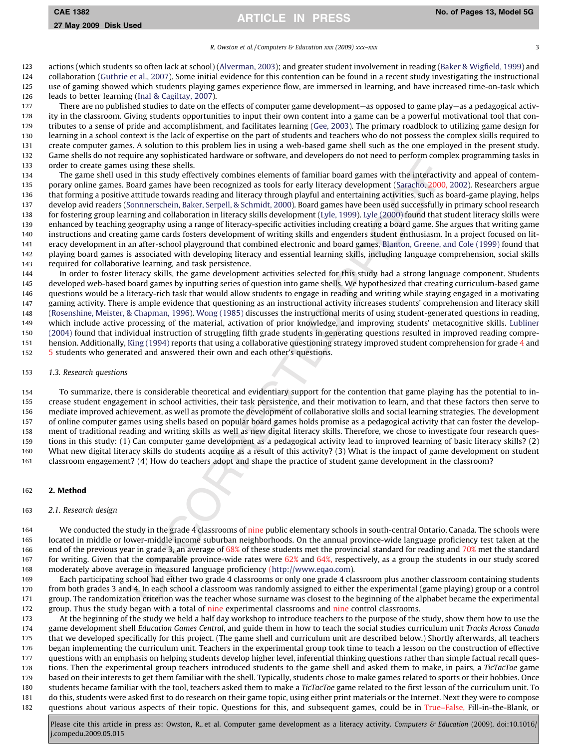actions (which students so often lack at school) (Alverman, 2003); and greater student involvement in reading (Baker & Wigfield, 1999) and collaboration (Guthrie et al., 2007). Some initial evidence for this contention can be found in a recent study investigating the instructional use of gaming showed which students playing games experience flow, are immersed in learning, and have increased time-on-task which leads to better learning (Inal & Cagiltay, 2007).

There are no published studies to date on the effects of computer game development—as opposed to game play—as a pedagogical activity in the classroom. Giving students opportunities to input their own content into a game can be a powerful motivational tool that contributes to a sense of pride and accomplishment, and facilitates learning (Gee, 2003). The primary roadblock to utilizing game design for learning in a school context is the lack of expertise on the part of students and teachers who do not possess the complex skills required to create computer games. A solution to this problem lies in using a web-based game shell such as the one employed in the present study. Game shells do not require any sophisticated hardware or software, and developers do not need to perform complex programming tasks in order to create games using these shells.

The game shell used in this study effectively combines elements of familiar board games with the interactivity and appeal of contemporary online games. Board games have been recognized as tools for early literacy development (Saracho, 2000, 2002). Researchers argue that forming a positive attitude towards reading and literacy through playful and entertaining activities, such as board-game playing, helps develop avid readers (Sonnnerschein, Baker, Serpell, & Schmidt, 2000). Board games have been used successfully in primary school research for fostering group learning and collaboration in literacy skills development (Lyle, 1999). Lyle (2000) found that student literacy skills were enhanced by teaching geography using a range of literacy-specific activities including creating a board game. She argues that writing game instructions and creating game cards fosters development of writing skills and engenders student enthusiasm. In a project focused on literacy development in an after-school playground that combined electronic and board games, Blanton, Greene, and Cole (1999) found that playing board games is associated with developing literacy and essential learning skills, including language comprehension, social skills required for collaborative learning, and task persistence.

In order to foster literacy skills, the game development activities selected for this study had a strong language component. Students developed web-based board games by inputting series of question into game shells. We hypothesized that creating curriculum-based game questions would be a literacy-rich task that would allow students to engage in reading and writing while staying engaged in a motivating gaming activity. There is ample evidence that questioning as an instructional activity increases students' comprehension and literacy skill (Rosenshine, Meister, & Chapman, 1996). Wong (1985) discusses the instructional merits of using student-generated questions in reading, which include active processing of the material, activation of prior knowledge, and improving students' metacognitive skills. Lubliner (2004) found that individual instruction of struggling fifth grade students in generating questions resulted in improved reading comprehension. Additionally, King (1994) reports that using a collaborative questioning strategy improved student comprehension for grade 4 and 5 students who generated and answered their own and each other's questions.

### 1.3. Research questions

To summarize, there is considerable theoretical and evidentiary support for the contention that game playing has the potential to increase student engagement in school activities, their task persistence, and their motivation to learn, and that these factors then serve to mediate improved achievement, as well as promote the development of collaborative skills and social learning strategies. The development of online computer games using shells based on popular board games holds promise as a pedagogical activity that can foster the development of traditional reading and writing skills as well as new digital literacy skills. Therefore, we chose to investigate four research questions in this study: (1) Can computer game development as a pedagogical activity lead to improved learning of basic literacy skills? (2) What new digital literacy skills do students acquire as a result of this activity? (3) What is the impact of game development on student classroom engagement? (4) How do teachers adopt and shape the practice of student game development in the classroom?

## 2. Method

### 2.1. Research design

We conducted the study in the grade 4 classrooms of nine public elementary schools in south-central Ontario, Canada. The schools were located in middle or lower-middle income suburban neighborhoods. On the annual province-wide language proficiency test taken at the end of the previous year in grade 3, an average of 68% of these students met the provincial standard for reading and 70% met the standard for writing. Given that the comparable province-wide rates were 62% and 64%, respectively, as a group the students in our study scored moderately above average in measured language proficiency (http://www.eqao.com).

Each participating school had either two grade 4 classrooms or only one grade 4 classroom plus another classroom containing students from both grades 3 and 4. In each school a classroom was randomly assigned to either the experimental (game playing) group or a control group. The randomization criterion was the teacher whose surname was closest to the beginning of the alphabet became the experimental group. Thus the study began with a total of nine experimental classrooms and nine control classrooms.

At the beginning of the study we held a half day workshop to introduce teachers to the purpose of the study, show them how to use the game development shell *Education Games Central*, and guide them in how to teach the social studies curriculum unit *Tracks Across Canada* that we developed specifically for this project. (The game shell and curriculum unit are described below.) Shortly afterwards, all teachers began implementing the curriculum unit. Teachers in the experimental group took time to teach a lesson on the construction of effective questions with an emphasis on helping students develop higher level, inferential thinking questions rather than simple factual recall questions. Then the experimental group teachers introduced students to the game shell and asked them to make, in pairs, a *TicTacToe* game based on their interests to get them familiar with the shell. Typically, students chose to make games related to sports or their hobbies. Once students became familiar with the tool, teachers asked them to make a *TicTacToe* game related to the first lesson of the curriculum unit. To do this, students were asked first to do research on their game topic, using either print materials or the Internet. Next they were to compose questions about various aspects of their topic. Questions for this, and subsequent games, could be in True–False, Fill-in-the-Blank, or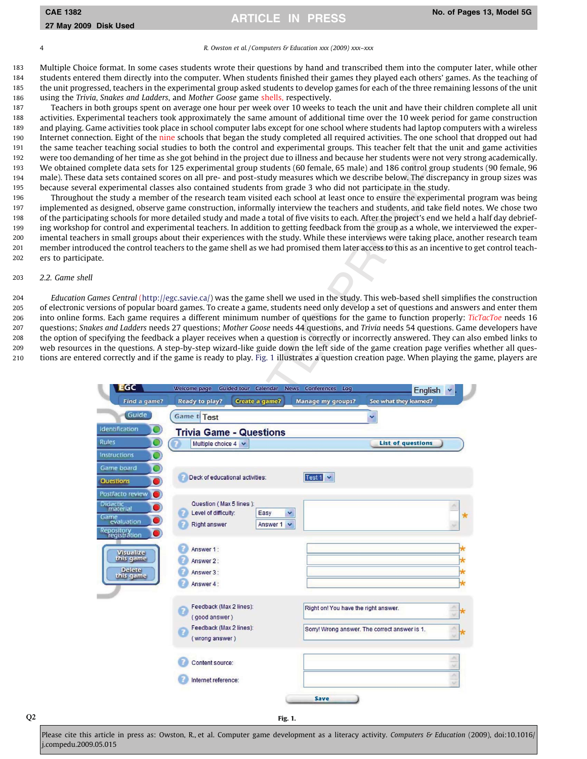Multiple Choice format. In some cases students wrote their questions by hand and transcribed them into the computer later, while other students entered them directly into the computer. When students finished their games they played each others' games. As the teaching of the unit progressed, teachers in the experimental group asked students to develop games for each of the three remaining lessons of the unit using the *Trivia*, *Snakes and Ladders*, and *Mother Goose* game shells, respectively.

Teachers in both groups spent on average one hour per week over 10 weeks to teach the unit and have their children complete all unit activities. Experimental teachers took approximately the same amount of additional time over the 10 week period for game construction and playing. Game activities took place in school computer labs except for one school where students had laptop computers with a wireless Internet connection. Eight of the nine schools that began the study completed all required activities. The one school that dropped out had the same teacher teaching social studies to both the control and experimental groups. This teacher felt that the unit and game activities were too demanding of her time as she got behind in the project due to illness and because her students were not very strong academically. We obtained complete data sets for 125 experimental group students (60 female, 65 male) and 186 control group students (90 female, 96 male). These data sets contained scores on all pre- and post-study measures which we describe below. The discrepancy in group sizes was because several experimental classes also contained students from grade 3 who did not participate in the study.

Throughout the study a member of the research team visited each school at least once to ensure the experimental program was being implemented as designed, observe game construction, informally interview the teachers and students, and take field notes. We chose two of the participating schools for more detailed study and made a total of five visits to each. After the project's end we held a half day debriefing workshop for control and experimental teachers. In addition to getting feedback from the group as a whole, we interviewed the experimental teachers in small groups about their experiences with the study. While these interviews were taking place, another research team member introduced the control teachers to the game shell as we had promised them later access to this as an incentive to get control teachers to participate.

### 2.2. Game shell

*Education Games Central* (http://egc.savie.ca/) was the game shell we used in the study. This web-based shell simplifies the construction of electronic versions of popular board games. To create a game, students need only develop a set of questions and answers and enter them into online forms. Each game requires a different minimum number of questions for the game to function properly: *TicTacToe* needs 16 questions; *Snakes and Ladders* needs 27 questions; *Mother Goose* needs 44 questions, and *Trivia* needs 54 questions. Game developers have the option of specifying the feedback a player receives when a question is correctly or incorrectly answered. They can also embed links to web resources in the questions. A step-by-step wizard-like guide down the left side of the game creation page verifies whether all questions are entered correctly and if the game is ready to play. Fig. 1 illustrates a question creation page. When playing the game, players are

**Fig. 1.**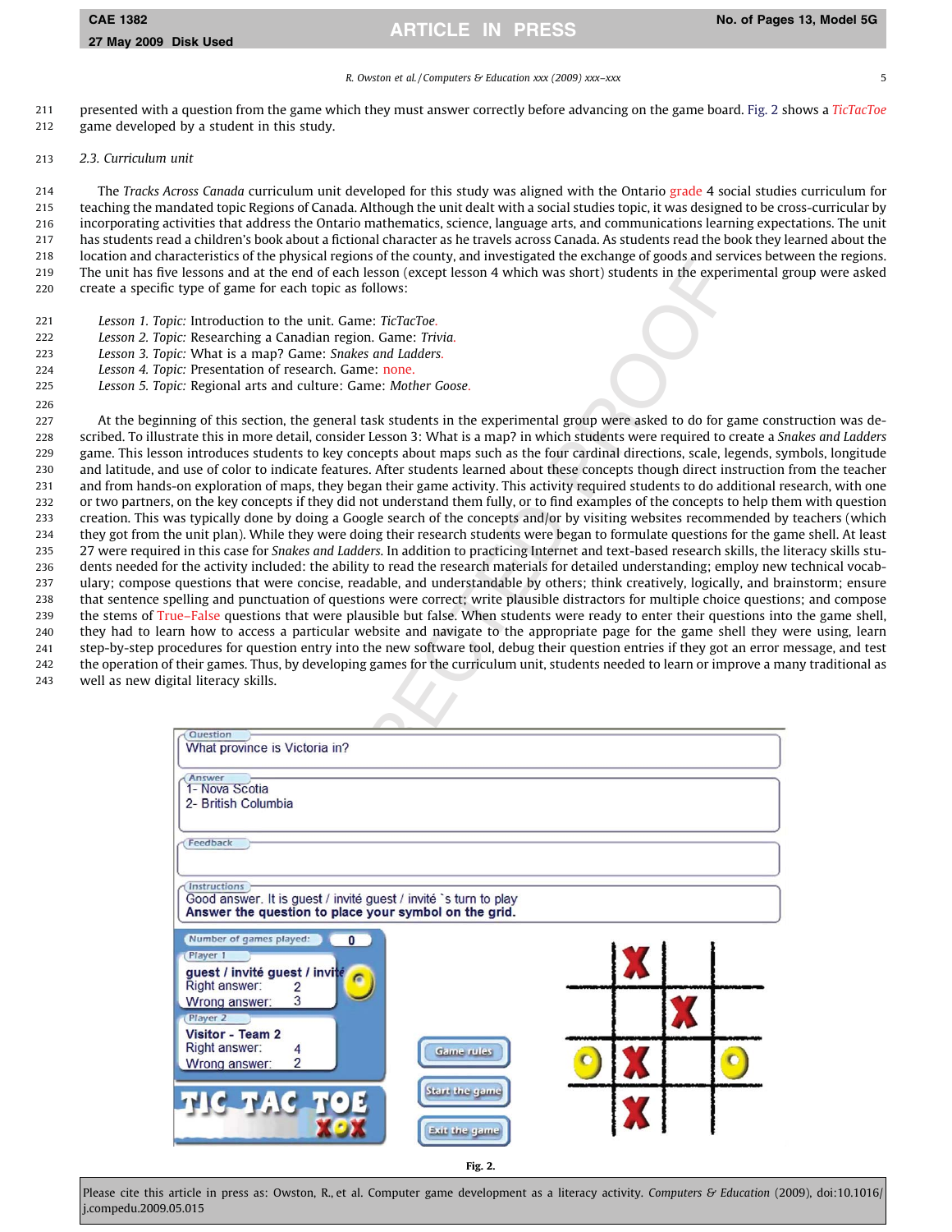presented with a question from the game which they must answer correctly before advancing on the game board. Fig. 2 shows a *TicTacToe* game developed by a student in this study.

### 2.3. Curriculum unit

The *Tracks Across Canada* curriculum unit developed for this study was aligned with the Ontario grade 4 social studies curriculum for teaching the mandated topic Regions of Canada. Although the unit dealt with a social studies topic, it was designed to be cross-curricular by incorporating activities that address the Ontario mathematics, science, language arts, and communications learning expectations. The unit has students read a children's book about a fictional character as he travels across Canada. As students read the book they learned about the location and characteristics of the physical regions of the county, and investigated the exchange of goods and services between the regions. The unit has five lessons and at the end of each lesson (except lesson 4 which was short) students in the experimental group were asked create a specific type of game for each topic as follows:

*Lesson 1. Topic:* Introduction to the unit. Game: *TicTacToe*.
*Lesson 2. Topic:* Researching a Canadian region. Game: *Trivia*.
*Lesson 3. Topic:* What is a map? Game: *Snakes and Ladders*.
*Lesson 4. Topic:* Presentation of research. Game: none.
*Lesson 5. Topic:* Regional arts and culture: Game: *Mother Goose*.

At the beginning of this section, the general task students in the experimental group were asked to do for game construction was described. To illustrate this in more detail, consider Lesson 3: What is a map? in which students were required to create a *Snakes and Ladders* game. This lesson introduces students to key concepts about maps such as the four cardinal directions, scale, legends, symbols, longitude and latitude, and use of color to indicate features. After students learned about these concepts though direct instruction from the teacher and from hands-on exploration of maps, they began their game activity. This activity required students to do additional research, with one or two partners, on the key concepts if they did not understand them fully, or to find examples of the concepts to help them with question creation. This was typically done by doing a Google search of the concepts and/or by visiting websites recommended by teachers (which they got from the unit plan). While they were doing their research students were began to formulate questions for the game shell. At least 27 were required in this case for *Snakes and Ladders*. In addition to practicing Internet and text-based research skills, the literacy skills students needed for the activity included: the ability to read the research materials for detailed understanding; employ new technical vocabulary; compose questions that were concise, readable, and understandable by others; think creatively, logically, and brainstorm; ensure that sentence spelling and punctuation of questions were correct; write plausible distractors for multiple choice questions; and compose the stems of True–False questions that were plausible but false. When students were ready to enter their questions into the game shell, they had to learn how to access a particular website and navigate to the appropriate page for the game shell they were using, learn step-by-step procedures for question entry into the new software tool, debug their question entries if they got an error message, and test the operation of their games. Thus, by developing games for the curriculum unit, students needed to learn or improve a many traditional as well as new digital literacy skills.

Question
What province is Victoria in?

Answer
1- Nova Scotia
2- British Columbia

Feedback

Instructions
Good answer. It is guest / invité guest / invité `s turn to play
**Answer the question to place your symbol on the grid.**

Number of games played: 0

Player 1
**guest / invité guest / invité**
Right answer: 2
Wrong answer: 3

Player 2
**Visitor - Team 2**
Right answer: 4
Wrong answer: 2

TIC TAC TOE
XOX

Game rules
Start the game
Exit the game

Fig. 2.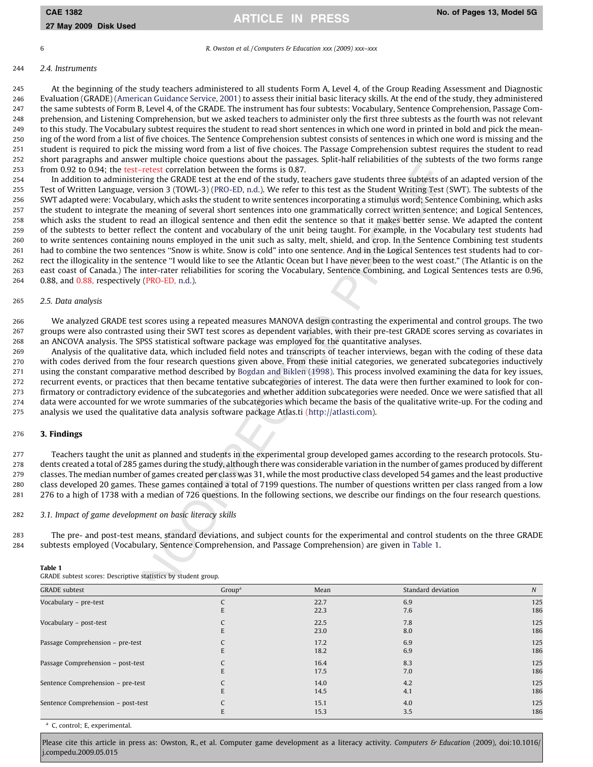### 2.4. Instruments

At the beginning of the study teachers administered to all students Form A, Level 4, of the Group Reading Assessment and Diagnostic Evaluation (GRADE) (American Guidance Service, 2001) to assess their initial basic literacy skills. At the end of the study, they administered the same subtests of Form B, Level 4, of the GRADE. The instrument has four subtests: Vocabulary, Sentence Comprehension, Passage Comprehension, and Listening Comprehension, but we asked teachers to administer only the first three subtests as the fourth was not relevant to this study. The Vocabulary subtest requires the student to read short sentences in which one word in printed in bold and pick the meaning of the word from a list of five choices. The Sentence Comprehension subtest consists of sentences in which one word is missing and the student is required to pick the missing word from a list of five choices. The Passage Comprehension subtest requires the student to read short paragraphs and answer multiple choice questions about the passages. Split-half reliabilities of the subtests of the two forms range from 0.92 to 0.94; the test–retest correlation between the forms is 0.87.

In addition to administering the GRADE test at the end of the study, teachers gave students three subtests of an adapted version of the Test of Written Language, version 3 (TOWL-3) (PRO-ED, n.d.). We refer to this test as the Student Writing Test (SWT). The subtests of the SWT adapted were: Vocabulary, which asks the student to write sentences incorporating a stimulus word; Sentence Combining, which asks the student to integrate the meaning of several short sentences into one grammatically correct written sentence; and Logical Sentences, which asks the student to read an illogical sentence and then edit the sentence so that it makes better sense. We adapted the content of the subtests to better reflect the content and vocabulary of the unit being taught. For example, in the Vocabulary test students had to write sentences containing nouns employed in the unit such as salty, melt, shield, and crop. In the Sentence Combining test students had to combine the two sentences "Snow is white. Snow is cold" into one sentence. And in the Logical Sentences test students had to correct the illogicality in the sentence "I would like to see the Atlantic Ocean but I have never been to the west coast." (The Atlantic is on the east coast of Canada.) The inter-rater reliabilities for scoring the Vocabulary, Sentence Combining, and Logical Sentences tests are 0.96, 0.88, and 0.88, respectively (PRO-ED, n.d.).

### 2.5. Data analysis

We analyzed GRADE test scores using a repeated measures MANOVA design contrasting the experimental and control groups. The two groups were also contrasted using their SWT test scores as dependent variables, with their pre-test GRADE scores serving as covariates in an ANCOVA analysis. The SPSS statistical software package was employed for the quantitative analyses.

Analysis of the qualitative data, which included field notes and transcripts of teacher interviews, began with the coding of these data with codes derived from the four research questions given above. From these initial categories, we generated subcategories inductively using the constant comparative method described by Bogdan and Biklen (1998). This process involved examining the data for key issues, recurrent events, or practices that then became tentative subcategories of interest. The data were then further examined to look for confirmatory or contradictory evidence of the subcategories and whether addition subcategories were needed. Once we were satisfied that all data were accounted for we wrote summaries of the subcategories which became the basis of the qualitative write-up. For the coding and analysis we used the qualitative data analysis software package Atlas.ti (http://atlasti.com).

## 3. Findings

Teachers taught the unit as planned and students in the experimental group developed games according to the research protocols. Students created a total of 285 games during the study, although there was considerable variation in the number of games produced by different classes. The median number of games created per class was 31, while the most productive class developed 54 games and the least productive class developed 20 games. These games contained a total of 7199 questions. The number of questions written per class ranged from a low 276 to a high of 1738 with a median of 726 questions. In the following sections, we describe our findings on the four research questions.

### 3.1. Impact of game development on basic literacy skills

The pre- and post-test means, standard deviations, and subject counts for the experimental and control students on the three GRADE subtests employed (Vocabulary, Sentence Comprehension, and Passage Comprehension) are given in Table 1.

**Table 1**
GRADE subtest scores: Descriptive statistics by student group.

| GRADE subtest | Group[a] | Mean | Standard deviation | N |
|---|---|---|---|---|
| Vocabulary – pre-test | C | 22.7 | 6.9 | 125 |
| | E | 22.3 | 7.6 | 186 |
| Vocabulary – post-test | C | 22.5 | 7.8 | 125 |
| | E | 23.0 | 8.0 | 186 |
| Passage Comprehension – pre-test | C | 17.2 | 6.9 | 125 |
| | E | 18.2 | 6.9 | 186 |
| Passage Comprehension – post-test | C | 16.4 | 8.3 | 125 |
| | E | 17.5 | 7.0 | 186 |
| Sentence Comprehension – pre-test | C | 14.0 | 4.2 | 125 |
| | E | 14.5 | 4.1 | 186 |
| Sentence Comprehension – post-test | C | 15.1 | 4.0 | 125 |
| | E | 15.3 | 3.5 | 186 |

[a] C, control; E, experimental.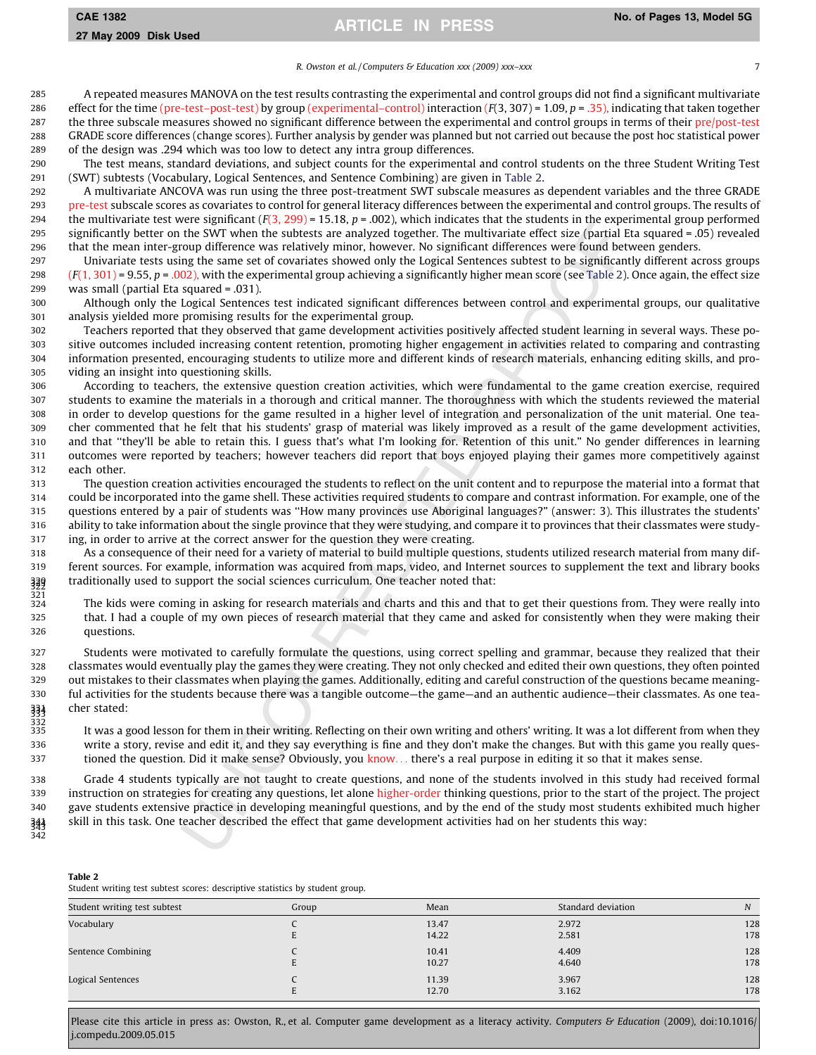A repeated measures MANOVA on the test results contrasting the experimental and control groups did not find a significant multivariate effect for the time (pre-test–post-test) by group (experimental–control) interaction ($F(3, 307) = 1.09$, $p = .35$), indicating that taken together the three subscale measures showed no significant difference between the experimental and control groups in terms of their pre/post-test GRADE score differences (change scores). Further analysis by gender was planned but not carried out because the post hoc statistical power of the design was .294 which was too low to detect any intra group differences.

The test means, standard deviations, and subject counts for the experimental and control students on the three Student Writing Test (SWT) subtests (Vocabulary, Logical Sentences, and Sentence Combining) are given in Table 2.

A multivariate ANCOVA was run using the three post-treatment SWT subscale measures as dependent variables and the three GRADE pre-test subscale scores as covariates to control for general literacy differences between the experimental and control groups. The results of the multivariate test were significant ($F(3, 299) = 15.18$, $p = .002$), which indicates that the students in the experimental group performed significantly better on the SWT when the subtests are analyzed together. The multivariate effect size (partial Eta squared = .05) revealed that the mean inter-group difference was relatively minor, however. No significant differences were found between genders.

Univariate tests using the same set of covariates showed only the Logical Sentences subtest to be significantly different across groups ($F(1, 301) = 9.55$, $p = .002$), with the experimental group achieving a significantly higher mean score (see Table 2). Once again, the effect size was small (partial Eta squared = .031).

Although only the Logical Sentences test indicated significant differences between control and experimental groups, our qualitative analysis yielded more promising results for the experimental group.

Teachers reported that they observed that game development activities positively affected student learning in several ways. These positive outcomes included increasing content retention, promoting higher engagement in activities related to comparing and contrasting information presented, encouraging students to utilize more and different kinds of research materials, enhancing editing skills, and providing an insight into questioning skills.

According to teachers, the extensive question creation activities, which were fundamental to the game creation exercise, required students to examine the materials in a thorough and critical manner. The thoroughness with which the students reviewed the material in order to develop questions for the game resulted in a higher level of integration and personalization of the unit material. One teacher commented that he felt that his students' grasp of material was likely improved as a result of the game development activities, and that "they'll be able to retain this. I guess that's what I'm looking for. Retention of this unit." No gender differences in learning outcomes were reported by teachers; however teachers did report that boys enjoyed playing their games more competitively against each other.

The question creation activities encouraged the students to reflect on the unit content and to repurpose the material into a format that could be incorporated into the game shell. These activities required students to compare and contrast information. For example, one of the questions entered by a pair of students was "How many provinces use Aboriginal languages?" (answer: 3). This illustrates the students' ability to take information about the single province that they were studying, and compare it to provinces that their classmates were studying, in order to arrive at the correct answer for the question they were creating.

As a consequence of their need for a variety of material to build multiple questions, students utilized research material from many different sources. For example, information was acquired from maps, video, and Internet sources to supplement the text and library books traditionally used to support the social sciences curriculum. One teacher noted that:

> The kids were coming in asking for research materials and charts and this and that to get their questions from. They were really into that. I had a couple of my own pieces of research material that they came and asked for consistently when they were making their questions.

Students were motivated to carefully formulate the questions, using correct spelling and grammar, because they realized that their classmates would eventually play the games they were creating. They not only checked and edited their own questions, they often pointed out mistakes to their classmates when playing the games. Additionally, editing and careful construction of the questions became meaningful activities for the students because there was a tangible outcome—the game—and an authentic audience—their classmates. As one teacher stated:

> It was a good lesson for them in their writing. Reflecting on their own writing and others' writing. It was a lot different from when they write a story, revise and edit it, and they say everything is fine and they don't make the changes. But with this game you really questioned the question. Did it make sense? Obviously, you know… there's a real purpose in editing it so that it makes sense.

Grade 4 students typically are not taught to create questions, and none of the students involved in this study had received formal instruction on strategies for creating any questions, let alone higher-order thinking questions, prior to the start of the project. The project gave students extensive practice in developing meaningful questions, and by the end of the study most students exhibited much higher skill in this task. One teacher described the effect that game development activities had on her students this way:

**Table 2**
Student writing test subtest scores: descriptive statistics by student group.

| Student writing test subtest | Group | Mean | Standard deviation | N |
|---|---|---|---|---|
| Vocabulary | C | 13.47 | 2.972 | 128 |
| | E | 14.22 | 2.581 | 178 |
| Sentence Combining | C | 10.41 | 4.409 | 128 |
| | E | 10.27 | 4.640 | 178 |
| Logical Sentences | C | 11.39 | 3.967 | 128 |
| | E | 12.70 | 3.162 | 178 |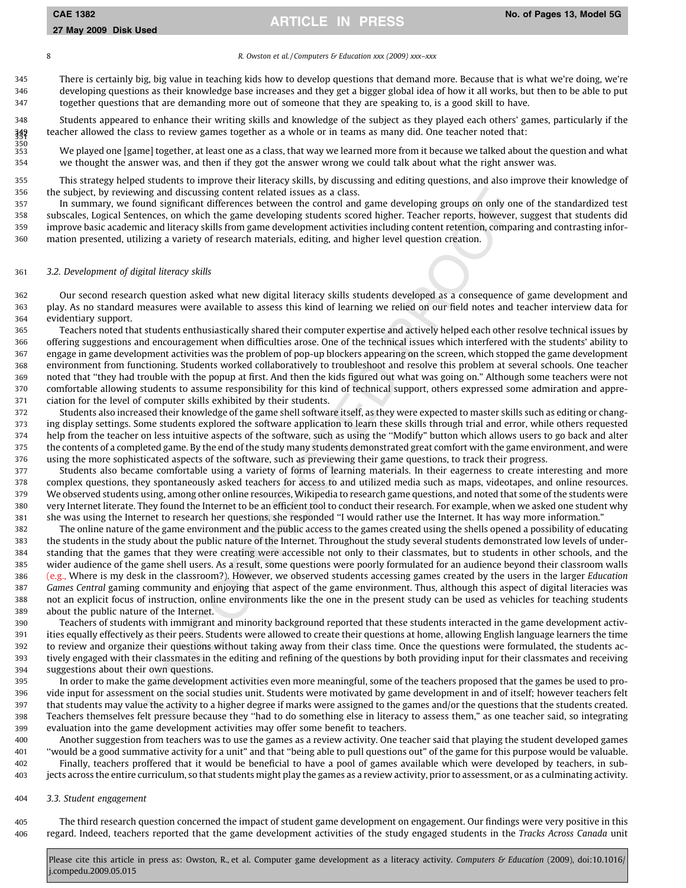There is certainly big, big value in teaching kids how to develop questions that demand more. Because that is what we're doing, we're developing questions as their knowledge base increases and they get a bigger global idea of how it all works, but then to be able to put together questions that are demanding more out of someone that they are speaking to, is a good skill to have.

Students appeared to enhance their writing skills and knowledge of the subject as they played each others' games, particularly if the teacher allowed the class to review games together as a whole or in teams as many did. One teacher noted that:

> We played one [game] together, at least one as a class, that way we learned more from it because we talked about the question and what we thought the answer was, and then if they got the answer wrong we could talk about what the right answer was.

This strategy helped students to improve their literacy skills, by discussing and editing questions, and also improve their knowledge of the subject, by reviewing and discussing content related issues as a class.

In summary, we found significant differences between the control and game developing groups on only one of the standardized test subscales, Logical Sentences, on which the game developing students scored higher. Teacher reports, however, suggest that students did improve basic academic and literacy skills from game development activities including content retention, comparing and contrasting information presented, utilizing a variety of research materials, editing, and higher level question creation.

### 3.2. Development of digital literacy skills

Our second research question asked what new digital literacy skills students developed as a consequence of game development and play. As no standard measures were available to assess this kind of learning we relied on our field notes and teacher interview data for evidentiary support.

Teachers noted that students enthusiastically shared their computer expertise and actively helped each other resolve technical issues by offering suggestions and encouragement when difficulties arose. One of the technical issues which interfered with the students' ability to engage in game development activities was the problem of pop-up blockers appearing on the screen, which stopped the game development environment from functioning. Students worked collaboratively to troubleshoot and resolve this problem at several schools. One teacher noted that "they had trouble with the popup at first. And then the kids figured out what was going on." Although some teachers were not comfortable allowing students to assume responsibility for this kind of technical support, others expressed some admiration and appreciation for the level of computer skills exhibited by their students.

Students also increased their knowledge of the game shell software itself, as they were expected to master skills such as editing or changing display settings. Some students explored the software application to learn these skills through trial and error, while others requested help from the teacher on less intuitive aspects of the software, such as using the "Modify" button which allows users to go back and alter the contents of a completed game. By the end of the study many students demonstrated great comfort with the game environment, and were using the more sophisticated aspects of the software, such as previewing their game questions, to track their progress.

Students also became comfortable using a variety of forms of learning materials. In their eagerness to create interesting and more complex questions, they spontaneously asked teachers for access to and utilized media such as maps, videotapes, and online resources. We observed students using, among other online resources, Wikipedia to research game questions, and noted that some of the students were very Internet literate. They found the Internet to be an efficient tool to conduct their research. For example, when we asked one student why she was using the Internet to research her questions, she responded "I would rather use the Internet. It has way more information."

The online nature of the game environment and the public access to the games created using the shells opened a possibility of educating the students in the study about the public nature of the Internet. Throughout the study several students demonstrated low levels of understanding that the games that they were creating were accessible not only to their classmates, but to students in other schools, and the wider audience of the game shell users. As a result, some questions were poorly formulated for an audience beyond their classroom walls (e.g., Where is my desk in the classroom?). However, we observed students accessing games created by the users in the larger *Education Games Central* gaming community and enjoying that aspect of the game environment. Thus, although this aspect of digital literacies was not an explicit focus of instruction, online environments like the one in the present study can be used as vehicles for teaching students about the public nature of the Internet.

Teachers of students with immigrant and minority background reported that these students interacted in the game development activities equally effectively as their peers. Students were allowed to create their questions at home, allowing English language learners the time to review and organize their questions without taking away from their class time. Once the questions were formulated, the students actively engaged with their classmates in the editing and refining of the questions by both providing input for their classmates and receiving suggestions about their own questions.

In order to make the game development activities even more meaningful, some of the teachers proposed that the games be used to provide input for assessment on the social studies unit. Students were motivated by game development in and of itself; however teachers felt that students may value the activity to a higher degree if marks were assigned to the games and/or the questions that the students created. Teachers themselves felt pressure because they "had to do something else in literacy to assess them," as one teacher said, so integrating evaluation into the game development activities may offer some benefit to teachers.

Another suggestion from teachers was to use the games as a review activity. One teacher said that playing the student developed games "would be a good summative activity for a unit" and that "being able to pull questions out" of the game for this purpose would be valuable.

Finally, teachers proffered that it would be beneficial to have a pool of games available which were developed by teachers, in subjects across the entire curriculum, so that students might play the games as a review activity, prior to assessment, or as a culminating activity.

### 3.3. Student engagement

The third research question concerned the impact of student game development on engagement. Our findings were very positive in this regard. Indeed, teachers reported that the game development activities of the study engaged students in the *Tracks Across Canada* unit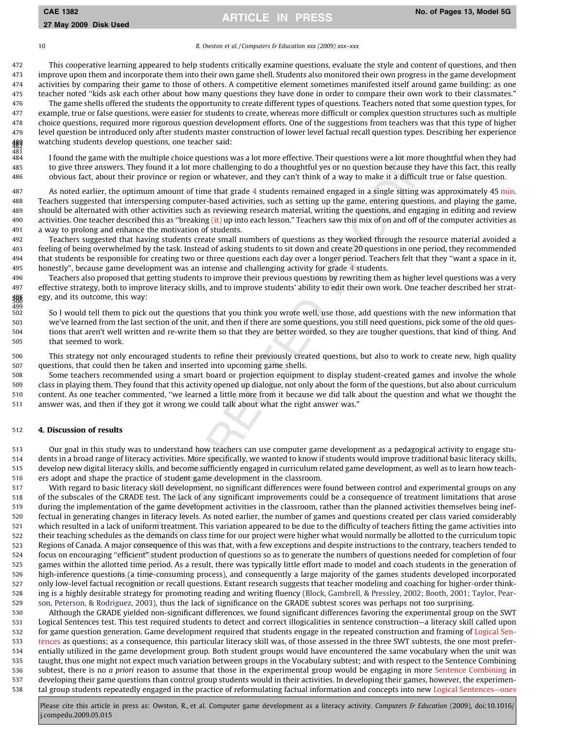This cooperative learning appeared to help students critically examine questions, evaluate the style and content of questions, and then improve upon them and incorporate them into their own game shell. Students also monitored their own progress in the game development activities by comparing their game to those of others. A competitive element sometimes manifested itself around game building: as one teacher noted "kids ask each other about how many questions they have done in order to compare their own work to their classmates."

The game shells offered the students the opportunity to create different types of questions. Teachers noted that some question types, for example, true or false questions, were easier for students to create, whereas more difficult or complex question structures such as multiple choice questions, required more rigorous question development efforts. One of the suggestions from teachers was that this type of higher level question be introduced only after students master construction of lower level factual recall question types. Describing her experience watching students develop questions, one teacher said:

> I found the game with the multiple choice questions was a lot more effective. Their questions were a lot more thoughtful when they had to give three answers. They found it a lot more challenging to do a thoughtful yes or no question because they have this fact, this really obvious fact, about their province or region or whatever, and they can't think of a way to make it a difficult true or false question.

As noted earlier, the optimum amount of time that grade 4 students remained engaged in a single sitting was approximately 45 min. Teachers suggested that interspersing computer-based activities, such as setting up the game, entering questions, and playing the game, should be alternated with other activities such as reviewing research material, writing the questions, and engaging in editing and review activities. One teacher described this as "breaking (it) up into each lesson." Teachers saw this mix of on and off of the computer activities as a way to prolong and enhance the motivation of students.

Teachers suggested that having students create small numbers of questions as they worked through the resource material avoided a feeling of being overwhelmed by the task. Instead of asking students to sit down and create 20 questions in one period, they recommended that students be responsible for creating two or three questions each day over a longer period. Teachers felt that they "want a space in it, honestly", because game development was an intense and challenging activity for grade 4 students.

Teachers also proposed that getting students to improve their previous questions by rewriting them as higher level questions was a very effective strategy, both to improve literacy skills, and to improve students' ability to edit their own work. One teacher described her strategy, and its outcome, this way:

> So I would tell them to pick out the questions that you think you wrote well, use those, add questions with the new information that we've learned from the last section of the unit, and then if there are some questions, you still need questions, pick some of the old questions that aren't well written and re-write them so that they are better worded, so they are tougher questions, that kind of thing. And that seemed to work.

This strategy not only encouraged students to refine their previously created questions, but also to work to create new, high quality questions, that could then be taken and inserted into upcoming game shells.

Some teachers recommended using a smart board or projection equipment to display student-created games and involve the whole class in playing them. They found that this activity opened up dialogue, not only about the form of the questions, but also about curriculum content. As one teacher commented, "we learned a little more from it because we did talk about the question and what we thought the answer was, and then if they got it wrong we could talk about what the right answer was."

## 4. Discussion of results

Our goal in this study was to understand how teachers can use computer game development as a pedagogical activity to engage students in a broad range of literacy activities. More specifically, we wanted to know if students would improve traditional basic literacy skills, develop new digital literacy skills, and become sufficiently engaged in curriculum related game development, as well as to learn how teachers adopt and shape the practice of student game development in the classroom.

With regard to basic literacy skill development, no significant differences were found between control and experimental groups on any of the subscales of the GRADE test. The lack of any significant improvements could be a consequence of treatment limitations that arose during the implementation of the game development activities in the classroom, rather than the planned activities themselves being ineffectual in generating changes in literacy levels. As noted earlier, the number of games and questions created per class varied considerably which resulted in a lack of uniform treatment. This variation appeared to be due to the difficulty of teachers fitting the game activities into their teaching schedules as the demands on class time for our project were higher what would normally be allotted to the curriculum topic Regions of Canada. A major consequence of this was that, with a few exceptions and despite instructions to the contrary, teachers tended to focus on encouraging "efficient" student production of questions so as to generate the numbers of questions needed for completion of four games within the allotted time period. As a result, there was typically little effort made to model and coach students in the generation of high-inference questions (a time-consuming process), and consequently a large majority of the games students developed incorporated only low-level factual recognition or recall questions. Extant research suggests that teacher modeling and coaching for higher-order thinking is a highly desirable strategy for promoting reading and writing fluency (Block, Gambrell, & Pressley, 2002; Booth, 2001; Taylor, Pearson, Peterson, & Rodriguez, 2003), thus the lack of significance on the GRADE subtest scores was perhaps not too surprising.

Although the GRADE yielded non-significant differences, we found significant differences favoring the experimental group on the SWT Logical Sentences test. This test required students to detect and correct illogicalities in sentence construction—a literacy skill called upon for game question generation. Game development required that students engage in the repeated construction and framing of Logical Sentences as questions; as a consequence, this particular literacy skill was, of those assessed in the three SWT subtests, the one most preferentially utilized in the game development group. Both student groups would have encountered the same vocabulary when the unit was taught, thus one might not expect much variation between groups in the Vocabulary subtest; and with respect to the Sentence Combining subtest, there is no *a priori* reason to assume that those in the experimental group would be engaging in more Sentence Combining in developing their game questions than control group students would in their activities. In developing their games, however, the experimental group students repeatedly engaged in the practice of reformulating factual information and concepts into new Logical Sentences—ones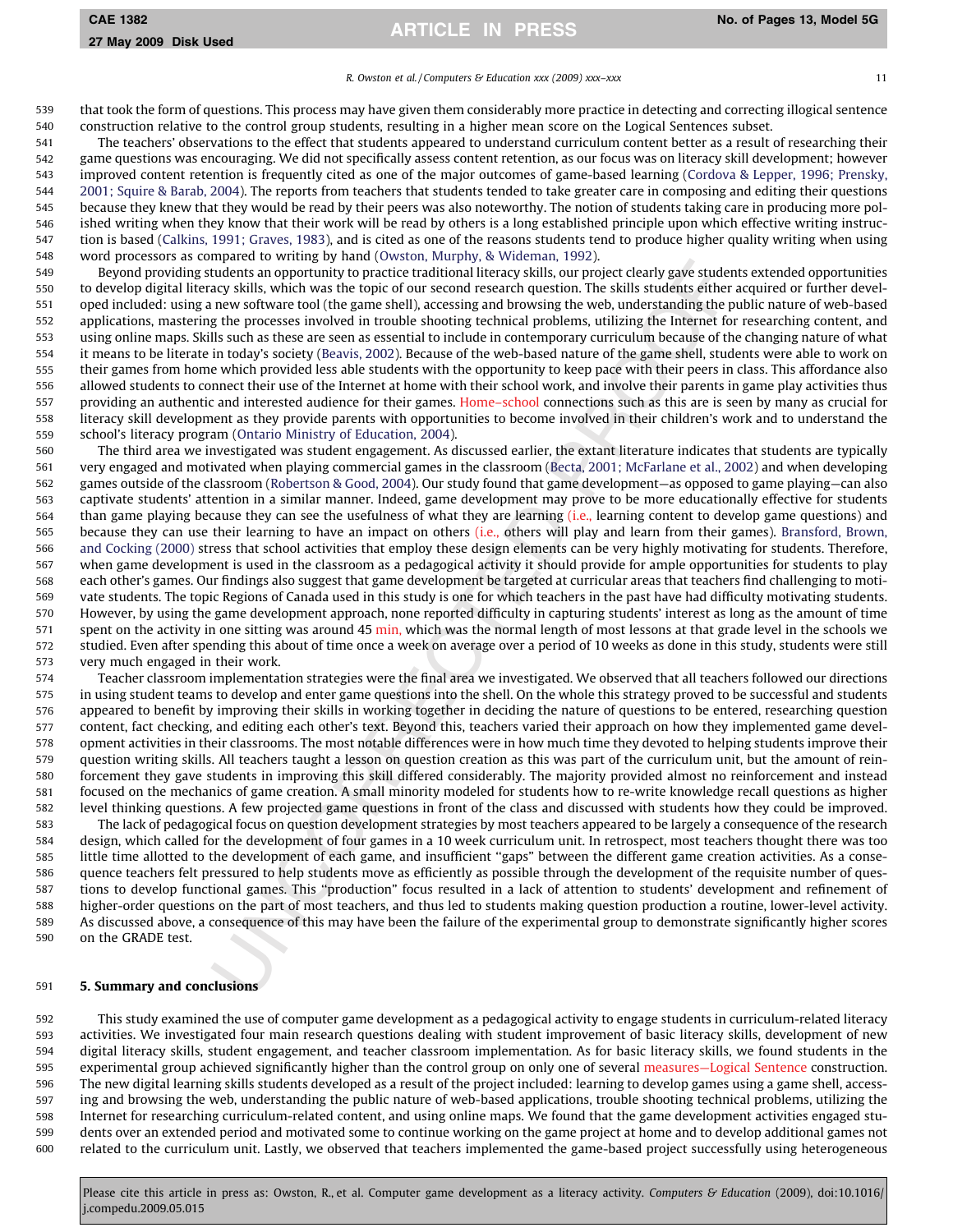that took the form of questions. This process may have given them considerably more practice in detecting and correcting illogical sentence construction relative to the control group students, resulting in a higher mean score on the Logical Sentences subset.

The teachers' observations to the effect that students appeared to understand curriculum content better as a result of researching their game questions was encouraging. We did not specifically assess content retention, as our focus was on literacy skill development; however improved content retention is frequently cited as one of the major outcomes of game-based learning (Cordova & Lepper, 1996; Prensky, 2001; Squire & Barab, 2004). The reports from teachers that students tended to take greater care in composing and editing their questions because they knew that they would be read by their peers was also noteworthy. The notion of students taking care in producing more polished writing when they know that their work will be read by others is a long established principle upon which effective writing instruction is based (Calkins, 1991; Graves, 1983), and is cited as one of the reasons students tend to produce higher quality writing when using word processors as compared to writing by hand (Owston, Murphy, & Wideman, 1992).

Beyond providing students an opportunity to practice traditional literacy skills, our project clearly gave students extended opportunities to develop digital literacy skills, which was the topic of our second research question. The skills students either acquired or further developed included: using a new software tool (the game shell), accessing and browsing the web, understanding the public nature of web-based applications, mastering the processes involved in trouble shooting technical problems, utilizing the Internet for researching content, and using online maps. Skills such as these are seen as essential to include in contemporary curriculum because of the changing nature of what it means to be literate in today's society (Beavis, 2002). Because of the web-based nature of the game shell, students were able to work on their games from home which provided less able students with the opportunity to keep pace with their peers in class. This affordance also allowed students to connect their use of the Internet at home with their school work, and involve their parents in game play activities thus providing an authentic and interested audience for their games. Home–school connections such as this are is seen by many as crucial for literacy skill development as they provide parents with opportunities to become involved in their children's work and to understand the school's literacy program (Ontario Ministry of Education, 2004).

The third area we investigated was student engagement. As discussed earlier, the extant literature indicates that students are typically very engaged and motivated when playing commercial games in the classroom (Becta, 2001; McFarlane et al., 2002) and when developing games outside of the classroom (Robertson & Good, 2004). Our study found that game development—as opposed to game playing—can also captivate students' attention in a similar manner. Indeed, game development may prove to be more educationally effective for students than game playing because they can see the usefulness of what they are learning (i.e., learning content to develop game questions) and because they can use their learning to have an impact on others (i.e., others will play and learn from their games). Bransford, Brown, and Cocking (2000) stress that school activities that employ these design elements can be very highly motivating for students. Therefore, when game development is used in the classroom as a pedagogical activity it should provide for ample opportunities for students to play each other's games. Our findings also suggest that game development be targeted at curricular areas that teachers find challenging to motivate students. The topic Regions of Canada used in this study is one for which teachers in the past have had difficulty motivating students. However, by using the game development approach, none reported difficulty in capturing students' interest as long as the amount of time spent on the activity in one sitting was around 45 min, which was the normal length of most lessons at that grade level in the schools we studied. Even after spending this about of time once a week on average over a period of 10 weeks as done in this study, students were still very much engaged in their work.

Teacher classroom implementation strategies were the final area we investigated. We observed that all teachers followed our directions in using student teams to develop and enter game questions into the shell. On the whole this strategy proved to be successful and students appeared to benefit by improving their skills in working together in deciding the nature of questions to be entered, researching question content, fact checking, and editing each other's text. Beyond this, teachers varied their approach on how they implemented game development activities in their classrooms. The most notable differences were in how much time they devoted to helping students improve their question writing skills. All teachers taught a lesson on question creation as this was part of the curriculum unit, but the amount of reinforcement they gave students in improving this skill differed considerably. The majority provided almost no reinforcement and instead focused on the mechanics of game creation. A small minority modeled for students how to re-write knowledge recall questions as higher level thinking questions. A few projected game questions in front of the class and discussed with students how they could be improved.

The lack of pedagogical focus on question development strategies by most teachers appeared to be largely a consequence of the research design, which called for the development of four games in a 10 week curriculum unit. In retrospect, most teachers thought there was too little time allotted to the development of each game, and insufficient "gaps" between the different game creation activities. As a consequence teachers felt pressured to help students move as efficiently as possible through the development of the requisite number of questions to develop functional games. This "production" focus resulted in a lack of attention to students' development and refinement of higher-order questions on the part of most teachers, and thus led to students making question production a routine, lower-level activity. As discussed above, a consequence of this may have been the failure of the experimental group to demonstrate significantly higher scores on the GRADE test.

## 5. Summary and conclusions

This study examined the use of computer game development as a pedagogical activity to engage students in curriculum-related literacy activities. We investigated four main research questions dealing with student improvement of basic literacy skills, development of new digital literacy skills, student engagement, and teacher classroom implementation. As for basic literacy skills, we found students in the experimental group achieved significantly higher than the control group on only one of several measures—Logical Sentence construction. The new digital learning skills students developed as a result of the project included: learning to develop games using a game shell, accessing and browsing the web, understanding the public nature of web-based applications, trouble shooting technical problems, utilizing the Internet for researching curriculum-related content, and using online maps. We found that the game development activities engaged students over an extended period and motivated some to continue working on the game project at home and to develop additional games not related to the curriculum unit. Lastly, we observed that teachers implemented the game-based project successfully using heterogeneous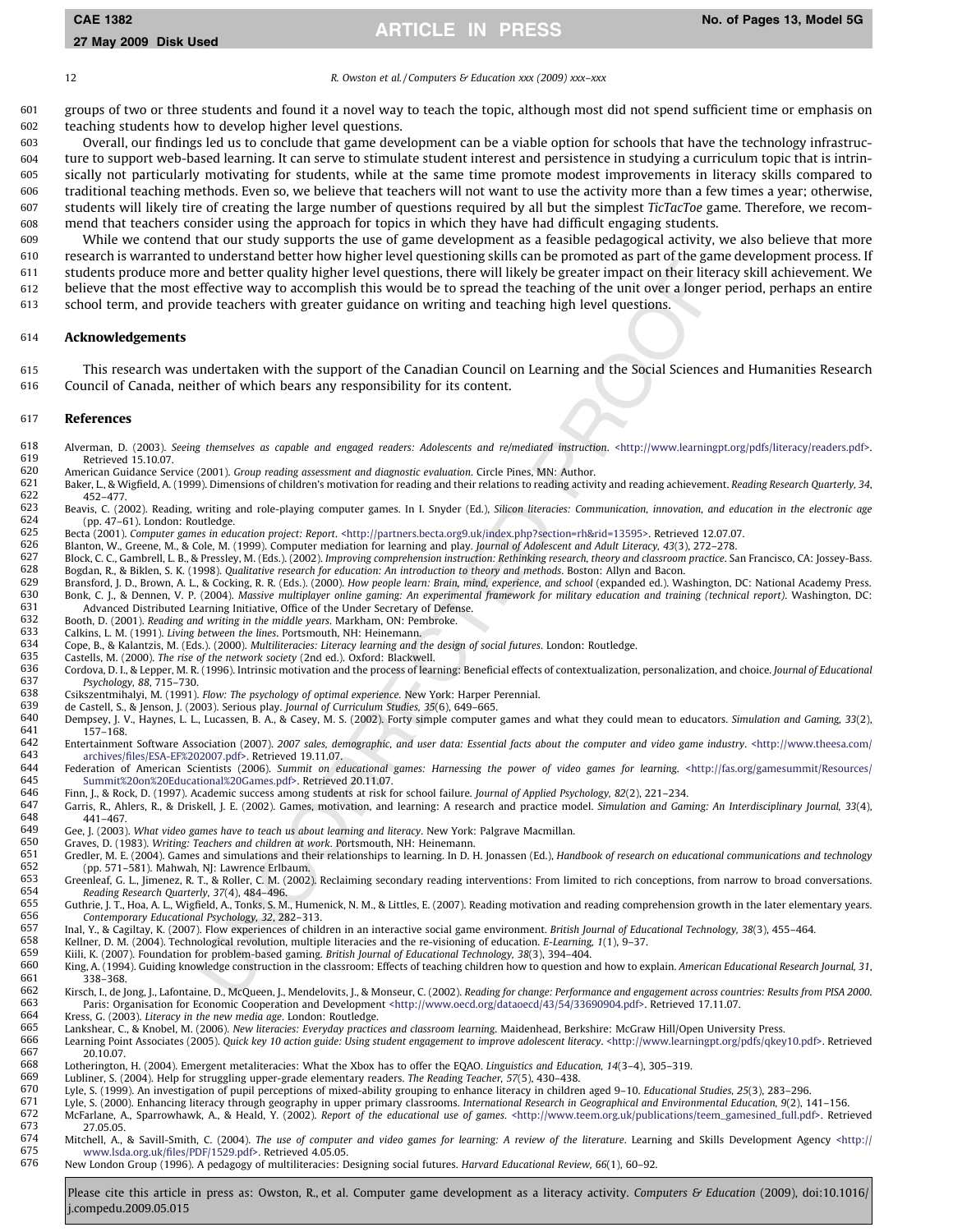groups of two or three students and found it a novel way to teach the topic, although most did not spend sufficient time or emphasis on teaching students how to develop higher level questions.

Overall, our findings led us to conclude that game development can be a viable option for schools that have the technology infrastructure to support web-based learning. It can serve to stimulate student interest and persistence in studying a curriculum topic that is intrinsically not particularly motivating for students, while at the same time promote modest improvements in literacy skills compared to traditional teaching methods. Even so, we believe that teachers will not want to use the activity more than a few times a year; otherwise, students will likely tire of creating the large number of questions required by all but the simplest *TicTacToe* game. Therefore, we recommend that teachers consider using the approach for topics in which they have had difficult engaging students.

While we contend that our study supports the use of game development as a feasible pedagogical activity, we also believe that more research is warranted to understand better how higher level questioning skills can be promoted as part of the game development process. If students produce more and better quality higher level questions, there will likely be greater impact on their literacy skill achievement. We believe that the most effective way to accomplish this would be to spread the teaching of the unit over a longer period, perhaps an entire school term, and provide teachers with greater guidance on writing and teaching high level questions.

## Acknowledgements

This research was undertaken with the support of the Canadian Council on Learning and the Social Sciences and Humanities Research Council of Canada, neither of which bears any responsibility for its content.

## References

Alverman, D. (2003). *Seeing themselves as capable and engaged readers: Adolescents and re/mediated instruction*. <http://www.learningpt.org/pdfs/literacy/readers.pdf>. Retrieved 15.10.07.

American Guidance Service (2001). *Group reading assessment and diagnostic evaluation*. Circle Pines, MN: Author.

Baker, L., & Wigfield, A. (1999). Dimensions of children's motivation for reading and their relations to reading activity and reading achievement. *Reading Research Quarterly, 34*, 452–477.

Beavis, C. (2002). Reading, writing and role-playing computer games. In I. Snyder (Ed.), *Silicon literacies: Communication, innovation, and education in the electronic age* (pp. 47–61). London: Routledge.

Becta (2001). *Computer games in education project: Report*. <http://partners.becta.org9.uk/index.php?section=rh&rid=13595>. Retrieved 12.07.07.

Blanton, W., Greene, M., & Cole, M. (1999). Computer mediation for learning and play. *Journal of Adolescent and Adult Literacy, 43*(3), 272–278.

Block, C. C., Gambrell, L. B., & Pressley, M. (Eds.). (2002). *Improving comprehension instruction: Rethinking research, theory and classroom practice*. San Francisco, CA: Jossey-Bass.

Bogdan, R., & Biklen, S. K. (1998). *Qualitative research for education: An introduction to theory and methods*. Boston: Allyn and Bacon.

Bransford, J. D., Brown, A. L., & Cocking, R. R. (Eds.). (2000). *How people learn: Brain, mind, experience, and school* (expanded ed.). Washington, DC: National Academy Press.

Bonk, C. J., & Dennen, V. P. (2004). *Massive multiplayer online gaming: An experimental framework for military education and training (technical report)*. Washington, DC: Advanced Distributed Learning Initiative, Office of the Under Secretary of Defense.

Booth, D. (2001). *Reading and writing in the middle years*. Markham, ON: Pembroke.

Calkins, L. M. (1991). *Living between the lines*. Portsmouth, NH: Heinemann.

Cope, B., & Kalantzis, M. (Eds.). (2000). *Multiliteracies: Literacy learning and the design of social futures*. London: Routledge.

Castells, M. (2000). *The rise of the network society* (2nd ed.). Oxford: Blackwell.

Cordova, D. I., & Lepper, M. R. (1996). Intrinsic motivation and the process of learning: Beneficial effects of contextualization, personalization, and choice. *Journal of Educational Psychology, 88*, 715–730.

Csikszentmihalyi, M. (1991). *Flow: The psychology of optimal experience*. New York: Harper Perennial.

de Castell, S., & Jenson, J. (2003). Serious play. *Journal of Curriculum Studies, 35*(6), 649–665.

Dempsey, J. V., Haynes, L. L., Lucassen, B. A., & Casey, M. S. (2002). Forty simple computer games and what they could mean to educators. *Simulation and Gaming, 33*(2), 157–168.

Entertainment Software Association (2007). *2007 sales, demographic, and user data: Essential facts about the computer and video game industry*. <http://www.theesa.com/archives/files/ESA-EF%202007.pdf>. Retrieved 19.11.07.

Federation of American Scientists (2006). *Summit on educational games: Harnessing the power of video games for learning*. <http://fas.org/gamesummit/Resources/Summit%20on%20Educational%20Games.pdf>. Retrieved 20.11.07.

Finn, J., & Rock, D. (1997). Academic success among students at risk for school failure. *Journal of Applied Psychology, 82*(2), 221–234.

Garris, R., Ahlers, R., & Driskell, J. E. (2002). Games, motivation, and learning: A research and practice model. *Simulation and Gaming: An Interdisciplinary Journal, 33*(4), 441–467.

Gee, J. (2003). *What video games have to teach us about learning and literacy*. New York: Palgrave Macmillan.

Graves, D. (1983). *Writing: Teachers and children at work*. Portsmouth, NH: Heinemann.

Gredler, M. E. (2004). Games and simulations and their relationships to learning. In D. H. Jonassen (Ed.), *Handbook of research on educational communications and technology* (pp. 571–581). Mahwah, NJ: Lawrence Erlbaum.

Greenleaf, G. L., Jimenez, R. T., & Roller, C. M. (2002). Reclaiming secondary reading interventions: From limited to rich conceptions, from narrow to broad conversations. *Reading Research Quarterly, 37*(4), 484–496.

Guthrie, J. T., Hoa, A. L., Wigfield, A., Tonks, S. M., Humenick, N. M., & Littles, E. (2007). Reading motivation and reading comprehension growth in the later elementary years. *Contemporary Educational Psychology, 32*, 282–313.

Inal, Y., & Cagiltay, K. (2007). Flow experiences of children in an interactive social game environment. *British Journal of Educational Technology, 38*(3), 455–464.

Kellner, D. M. (2004). Technological revolution, multiple literacies and the re-visioning of education. *E-Learning, 1*(1), 9–37.

Kiili, K. (2007). Foundation for problem-based gaming. *British Journal of Educational Technology, 38*(3), 394–404.

King, A. (1994). Guiding knowledge construction in the classroom: Effects of teaching children how to question and how to explain. *American Educational Research Journal, 31*, 338–368.

Kirsch, I., de Jong, J., Lafontaine, D., McQueen, J., Mendelovits, J., & Monseur, C. (2002). *Reading for change: Performance and engagement across countries: Results from PISA 2000*. Paris: Organisation for Economic Cooperation and Development <http://www.oecd.org/dataoecd/43/54/33690904.pdf>. Retrieved 17.11.07.

Kress, G. (2003). *Literacy in the new media age*. London: Routledge.

Lankshear, C., & Knobel, M. (2006). *New literacies: Everyday practices and classroom learning*. Maidenhead, Berkshire: McGraw Hill/Open University Press.

Learning Point Associates (2005). *Quick key 10 action guide: Using student engagement to improve adolescent literacy*. <http://www.learningpt.org/pdfs/qkey10.pdf>. Retrieved 20.10.07.

Lotherington, H. (2004). Emergent metaliteracies: What the Xbox has to offer the EQAO. *Linguistics and Education, 14*(3–4), 305–319.

Lubliner, S. (2004). Help for struggling upper-grade elementary readers. *The Reading Teacher, 57*(5), 430–438.

Lyle, S. (1999). An investigation of pupil perceptions of mixed-ability grouping to enhance literacy in children aged 9–10. *Educational Studies, 25*(3), 283–296.

Lyle, S. (2000). Enhancing literacy through geography in upper primary classrooms. *International Research in Geographical and Environmental Education, 9*(2), 141–156.

McFarlane, A., Sparrowhawk, A., & Heald, Y. (2002). *Report of the educational use of games*. <http://www.teem.org.uk/publications/teem_gamesined_full.pdf>. Retrieved 27.05.05.

Mitchell, A., & Savill-Smith, C. (2004). *The use of computer and video games for learning: A review of the literature*. Learning and Skills Development Agency <http://www.lsda.org.uk/files/PDF/1529.pdf>. Retrieved 4.05.05.

New London Group (1996). A pedagogy of multiliteracies: Designing social futures. *Harvard Educational Review, 66*(1), 60–92.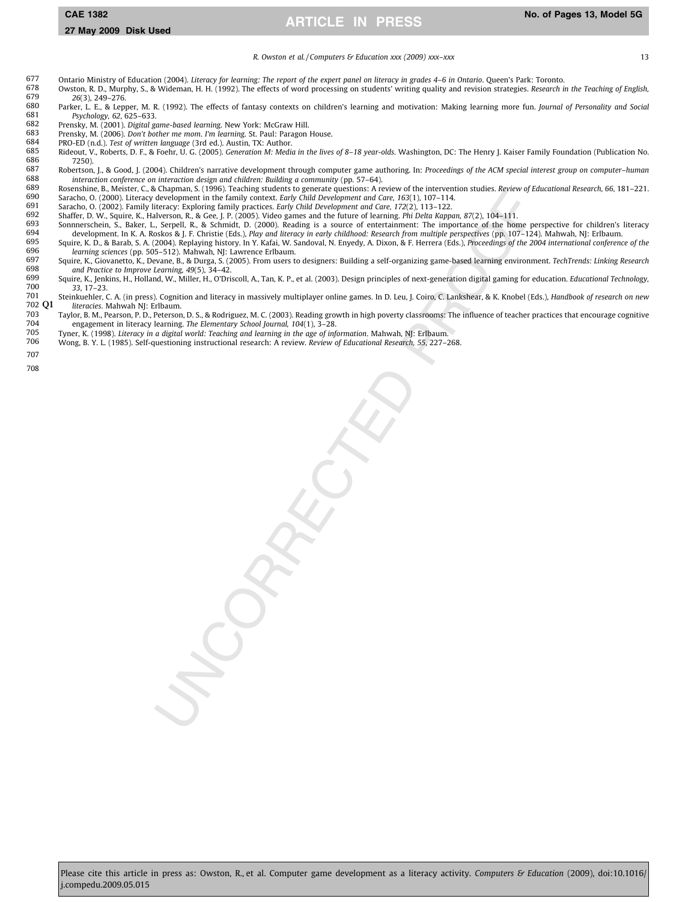Ontario Ministry of Education (2004). *Literacy for learning: The report of the expert panel on literacy in grades 4–6 in Ontario*. Queen's Park: Toronto.

Owston, R. D., Murphy, S., & Wideman, H. H. (1992). The effects of word processing on students' writing quality and revision strategies. *Research in the Teaching of English, 26*(3), 249–276.

Parker, L. E., & Lepper, M. R. (1992). The effects of fantasy contexts on children's learning and motivation: Making learning more fun. *Journal of Personality and Social Psychology, 62*, 625–633.

Prensky, M. (2001). *Digital game-based learning*. New York: McGraw Hill.

Prensky, M. (2006). *Don't bother me mom. I'm learning*. St. Paul: Paragon House.

PRO-ED (n.d.). *Test of written language* (3rd ed.). Austin, TX: Author.

Rideout, V., Roberts, D. F., & Foehr, U. G. (2005). *Generation M: Media in the lives of 8–18 year-olds*. Washington, DC: The Henry J. Kaiser Family Foundation (Publication No. 7250).

Robertson, J., & Good, J. (2004). Children's narrative development through computer game authoring. In: *Proceedings of the ACM special interest group on computer–human interaction conference on interaction design and children: Building a community* (pp. 57–64).

Rosenshine, B., Meister, C., & Chapman, S. (1996). Teaching students to generate questions: A review of the intervention studies. *Review of Educational Research, 66*, 181–221.

Saracho, O. (2000). Literacy development in the family context. *Early Child Development and Care, 163*(1), 107–114.

Saracho, O. (2002). Family literacy: Exploring family practices. *Early Child Development and Care, 172*(2), 113–122.

Shaffer, D. W., Squire, K., Halverson, R., & Gee, J. P. (2005). Video games and the future of learning. *Phi Delta Kappan, 87*(2), 104–111.

Sonnerschein, S., Baker, L., Serpell, R., & Schmidt, D. (2000). Reading is a source of entertainment: The importance of the home perspective for children's literacy development. In K. A. Roskos & J. F. Christie (Eds.), *Play and literacy in early childhood: Research from multiple perspectives* (pp. 107–124). Mahwah, NJ: Erlbaum.

Squire, K. D., & Barab, S. A. (2004). Replaying history. In Y. Kafai, W. Sandoval, N. Enyedy, A. Dixon, & F. Herrera (Eds.), *Proceedings of the 2004 international conference of the learning sciences* (pp. 505–512). Mahwah, NJ: Lawrence Erlbaum.

Squire, K., Giovanetto, K., Devane, B., & Durga, S. (2005). From users to designers: Building a self-organizing game-based learning environment. *TechTrends: Linking Research and Practice to Improve Learning, 49*(5), 34–42.

Squire, K., Jenkins, H., Holland, W., Miller, H., O'Driscoll, A., Tan, K. P., et al. (2003). Design principles of next-generation digital gaming for education. *Educational Technology, 33*, 17–23.

Steinkuehler, C. A. (in press). Cognition and literacy in massively multiplayer online games. In D. Leu, J. Coiro, C. Lankshear, & K. Knobel (Eds.), *Handbook of research on new literacies*. Mahwah NJ: Erlbaum.

Taylor, B. M., Pearson, P. D., Peterson, D. S., & Rodriguez, M. C. (2003). Reading growth in high poverty classrooms: The influence of teacher practices that encourage cognitive engagement in literacy learning. *The Elementary School Journal, 104*(1), 3–28.

Tyner, K. (1998). *Literacy in a digital world: Teaching and learning in the age of information*. Mahwah, NJ: Erlbaum.

Wong, B. Y. L. (1985). Self-questioning instructional research: A review. *Review of Educational Research, 55*, 227–268.